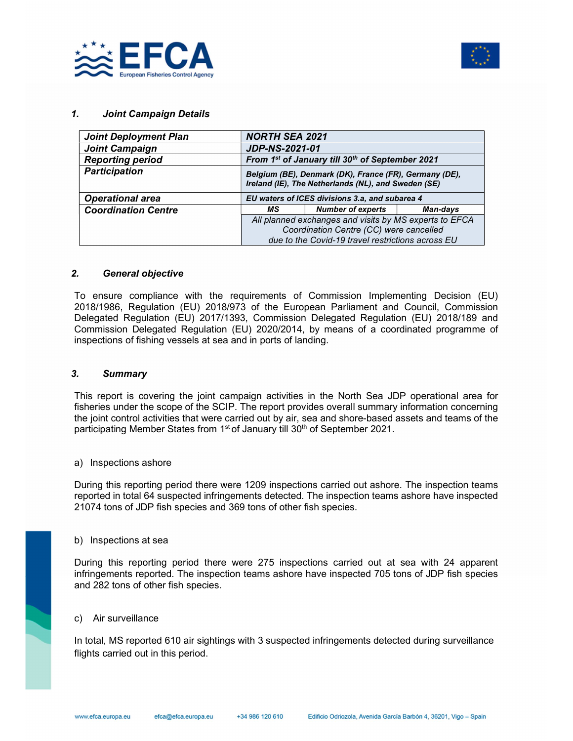### 1. Joint Campaign Details

| Joint Deployment Plan | NORTH SEA 2021 | | |
|---|---|---|---|
| Joint Campaign | JDP-NS-2021-01 | | |
| Reporting period | From 1st of January till 30th of September 2021 | | |
| Participation | Belgium (BE), Denmark (DK), France (FR), Germany (DE), Ireland (IE), The Netherlands (NL), and Sweden (SE) | | |
| Operational area | EU waters of ICES divisions 3.a, and subarea 4 | | |
| Coordination Centre | MS | Number of experts | Man-days |
| | All planned exchanges and visits by MS experts to EFCA Coordination Centre (CC) were cancelled due to the Covid-19 travel restrictions across EU | | |

### 2. General objective

To ensure compliance with the requirements of Commission Implementing Decision (EU) 2018/1986, Regulation (EU) 2018/973 of the European Parliament and Council, Commission Delegated Regulation (EU) 2017/1393, Commission Delegated Regulation (EU) 2018/189 and Commission Delegated Regulation (EU) 2020/2014, by means of a coordinated programme of inspections of fishing vessels at sea and in ports of landing.

### 3. Summary

This report is covering the joint campaign activities in the North Sea JDP operational area for fisheries under the scope of the SCIP. The report provides overall summary information concerning the joint control activities that were carried out by air, sea and shore-based assets and teams of the participating Member States from 1st of January till 30th of September 2021.

a) Inspections ashore

During this reporting period there were 1209 inspections carried out ashore. The inspection teams reported in total 64 suspected infringements detected. The inspection teams ashore have inspected 21074 tons of JDP fish species and 369 tons of other fish species.

b) Inspections at sea

During this reporting period there were 275 inspections carried out at sea with 24 apparent infringements reported. The inspection teams ashore have inspected 705 tons of JDP fish species and 282 tons of other fish species.

c) Air surveillance

In total, MS reported 610 air sightings with 3 suspected infringements detected during surveillance flights carried out in this period.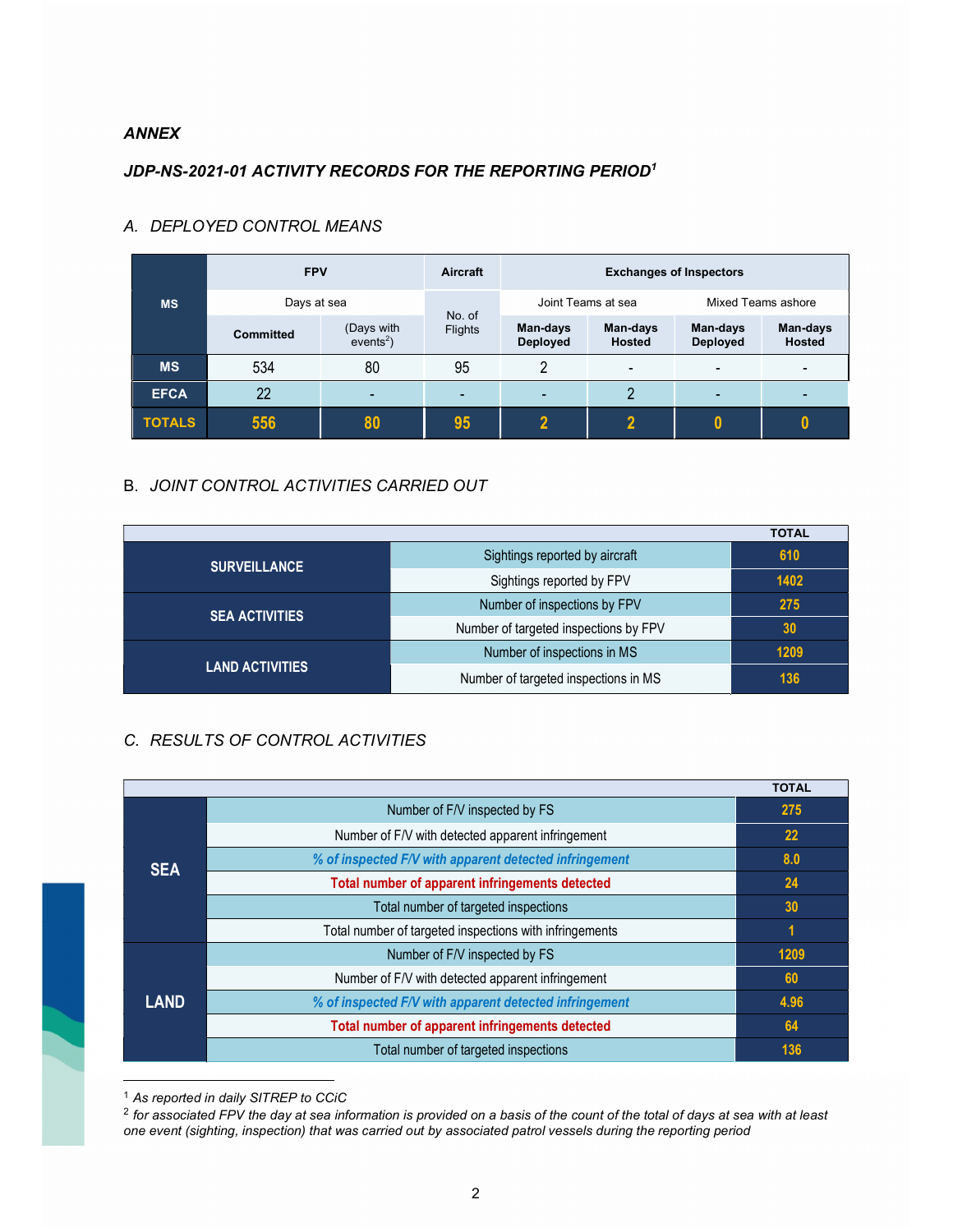*ANNEX*

***JDP-NS-2021-01 ACTIVITY RECORDS FOR THE REPORTING PERIOD[1]***

## A. DEPLOYED CONTROL MEANS

| MS | FPV | | Aircraft | Exchanges of Inspectors | | | |
|---|---|---|---|---|---|---|---|
| | Days at sea | | No. of Flights | Joint Teams at sea | | Mixed Teams ashore | |
| | **Committed** | (Days with events[2]) | | **Man-days Deployed** | **Man-days Hosted** | **Man-days Deployed** | **Man-days Hosted** |
| **MS** | 534 | 80 | 95 | 2 | - | - | - |
| **EFCA** | 22 | - | - | - | 2 | - | - |
| **TOTALS** | **556** | **80** | **95** | **2** | **2** | **0** | **0** |

## B. JOINT CONTROL ACTIVITIES CARRIED OUT

| | | TOTAL |
|---|---|---|
| **SURVEILLANCE** | Sightings reported by aircraft | **610** |
| | Sightings reported by FPV | **1402** |
| **SEA ACTIVITIES** | Number of inspections by FPV | **275** |
| | Number of targeted inspections by FPV | **30** |
| **LAND ACTIVITIES** | Number of inspections in MS | **1209** |
| | Number of targeted inspections in MS | **136** |

## C. RESULTS OF CONTROL ACTIVITIES

| | | TOTAL |
|---|---|---|
| **SEA** | Number of F/V inspected by FS | **275** |
| | Number of F/V with detected apparent infringement | **22** |
| | ***% of inspected F/V with apparent detected infringement*** | **8.0** |
| | **Total number of apparent infringements detected** | **24** |
| | Total number of targeted inspections | **30** |
| | Total number of targeted inspections with infringements | **1** |
| **LAND** | Number of F/V inspected by FS | **1209** |
| | Number of F/V with detected apparent infringement | **60** |
| | ***% of inspected F/V with apparent detected infringement*** | **4.96** |
| | **Total number of apparent infringements detected** | **64** |
| | Total number of targeted inspections | **136** |

---

[1] *As reported in daily SITREP to CCiC*

[2] *for associated FPV the day at sea information is provided on a basis of the count of the total of days at sea with at least one event (sighting, inspection) that was carried out by associated patrol vessels during the reporting period*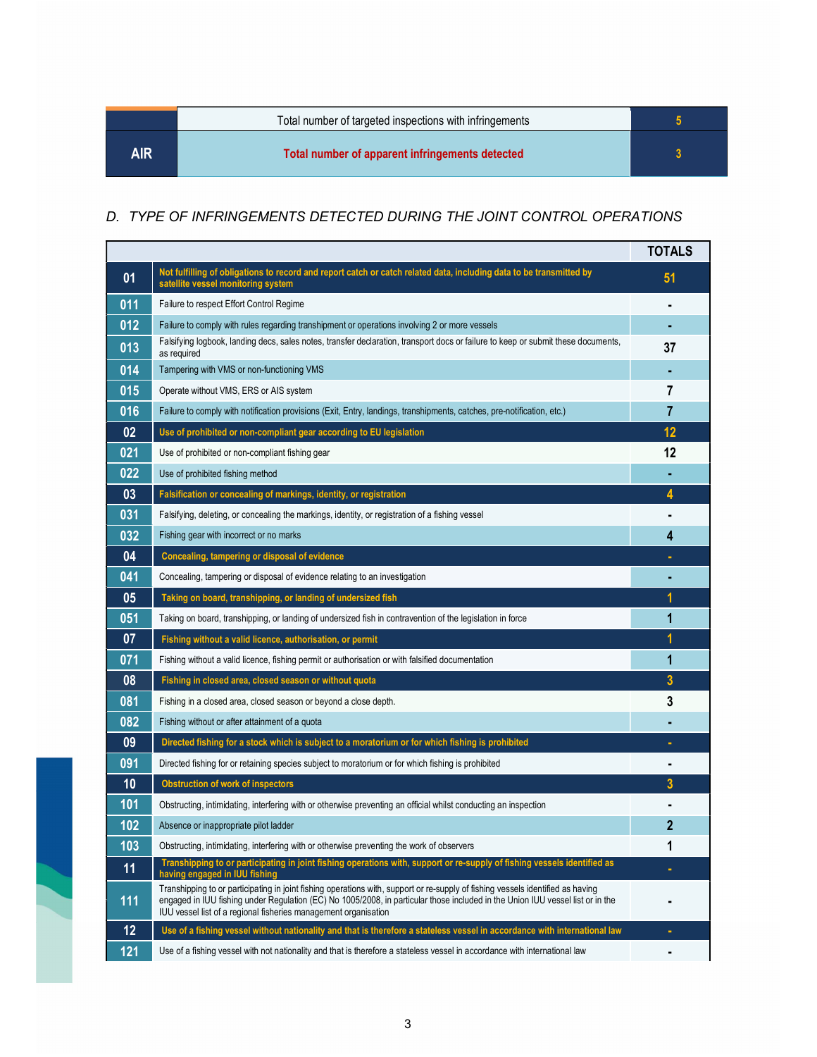| AIR | | |
|---|---|---|
| | Total number of targeted inspections with infringements | 5 |
| | **Total number of apparent infringements detected** | **3** |

## D. TYPE OF INFRINGEMENTS DETECTED DURING THE JOINT CONTROL OPERATIONS

| | | TOTALS |
|---|---|---|
| **01** | **Not fulfilling of obligations to record and report catch or catch related data, including data to be transmitted by satellite vessel monitoring system** | **51** |
| 011 | Failure to respect Effort Control Regime | - |
| 012 | Failure to comply with rules regarding transhipment or operations involving 2 or more vessels | - |
| 013 | Falsifying logbook, landing decs, sales notes, transfer declaration, transport docs or failure to keep or submit these documents, as required | 37 |
| 014 | Tampering with VMS or non-functioning VMS | - |
| 015 | Operate without VMS, ERS or AIS system | 7 |
| 016 | Failure to comply with notification provisions (Exit, Entry, landings, transhipments, catches, pre-notification, etc.) | 7 |
| **02** | **Use of prohibited or non-compliant gear according to EU legislation** | **12** |
| 021 | Use of prohibited or non-compliant fishing gear | 12 |
| 022 | Use of prohibited fishing method | - |
| **03** | **Falsification or concealing of markings, identity, or registration** | **4** |
| 031 | Falsifying, deleting, or concealing the markings, identity, or registration of a fishing vessel | - |
| 032 | Fishing gear with incorrect or no marks | 4 |
| **04** | **Concealing, tampering or disposal of evidence** | **-** |
| 041 | Concealing, tampering or disposal of evidence relating to an investigation | - |
| **05** | **Taking on board, transhipping, or landing of undersized fish** | **1** |
| 051 | Taking on board, transhipping, or landing of undersized fish in contravention of the legislation in force | 1 |
| **07** | **Fishing without a valid licence, authorisation, or permit** | **1** |
| 071 | Fishing without a valid licence, fishing permit or authorisation or with falsified documentation | 1 |
| **08** | **Fishing in closed area, closed season or without quota** | **3** |
| 081 | Fishing in a closed area, closed season or beyond a close depth. | 3 |
| 082 | Fishing without or after attainment of a quota | - |
| **09** | **Directed fishing for a stock which is subject to a moratorium or for which fishing is prohibited** | **-** |
| 091 | Directed fishing for or retaining species subject to moratorium or for which fishing is prohibited | - |
| **10** | **Obstruction of work of inspectors** | **3** |
| 101 | Obstructing, intimidating, interfering with or otherwise preventing an official whilst conducting an inspection | - |
| 102 | Absence or inappropriate pilot ladder | 2 |
| 103 | Obstructing, intimidating, interfering with or otherwise preventing the work of observers | 1 |
| **11** | **Transhipping to or participating in joint fishing operations with, support or re-supply of fishing vessels identified as having engaged in IUU fishing** | **-** |
| 111 | Transhipping to or participating in joint fishing operations with, support or re-supply of fishing vessels identified as having engaged in IUU fishing under Regulation (EC) No 1005/2008, in particular those included in the Union IUU vessel list or in the IUU vessel list of a regional fisheries management organisation | - |
| **12** | **Use of a fishing vessel without nationality and that is therefore a stateless vessel in accordance with international law** | **-** |
| 121 | Use of a fishing vessel with not nationality and that is therefore a stateless vessel in accordance with international law | - |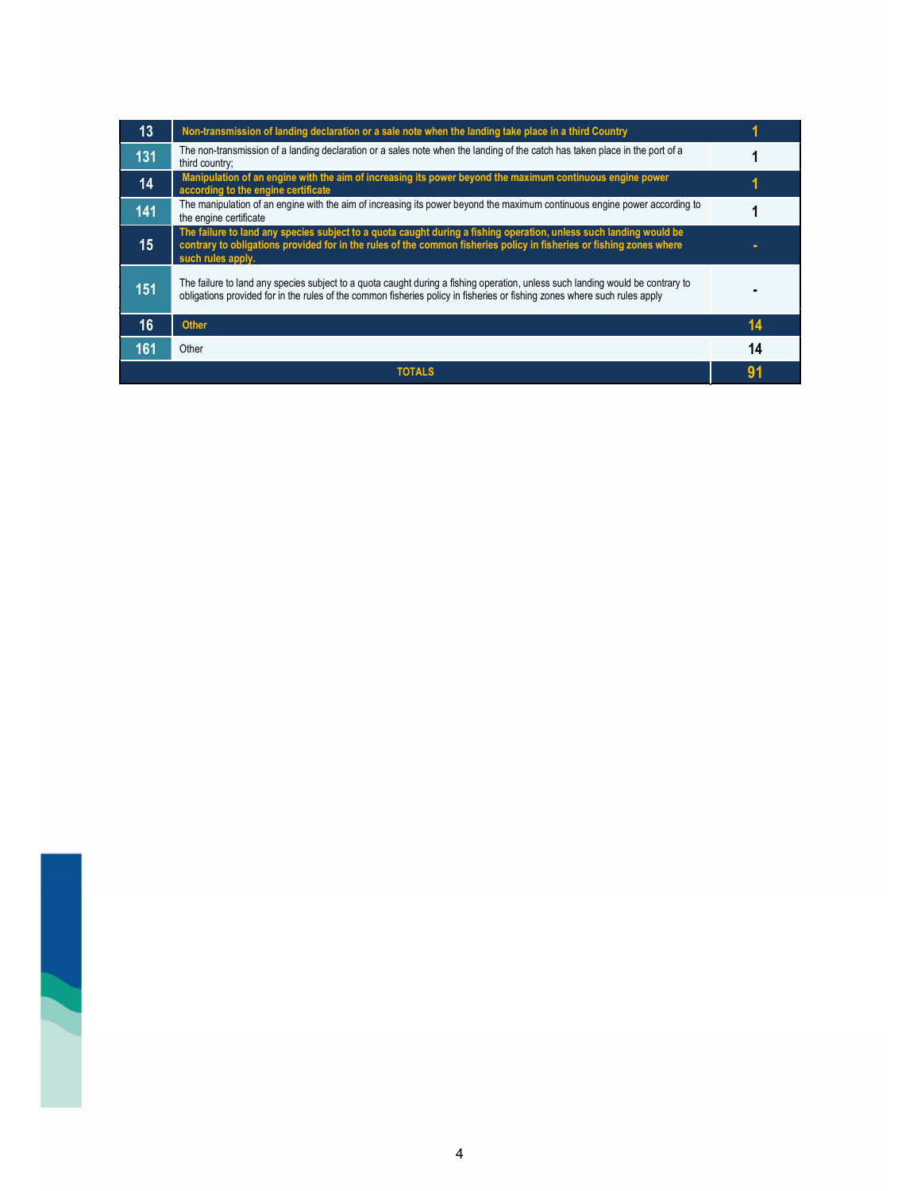| | | |
|---|---|---|
| **13** | **Non-transmission of landing declaration or a sale note when the landing take place in a third Country** | **1** |
| 131 | The non-transmission of a landing declaration or a sales note when the landing of the catch has taken place in the port of a third country; | 1 |
| **14** | **Manipulation of an engine with the aim of increasing its power beyond the maximum continuous engine power according to the engine certificate** | **1** |
| 141 | The manipulation of an engine with the aim of increasing its power beyond the maximum continuous engine power according to the engine certificate | 1 |
| **15** | **The failure to land any species subject to a quota caught during a fishing operation, unless such landing would be contrary to obligations provided for in the rules of the common fisheries policy in fisheries or fishing zones where such rules apply.** | **-** |
| 151 | The failure to land any species subject to a quota caught during a fishing operation, unless such landing would be contrary to obligations provided for in the rules of the common fisheries policy in fisheries or fishing zones where such rules apply | - |
| **16** | **Other** | **14** |
| 161 | Other | 14 |
| **TOTALS** | | **91** |